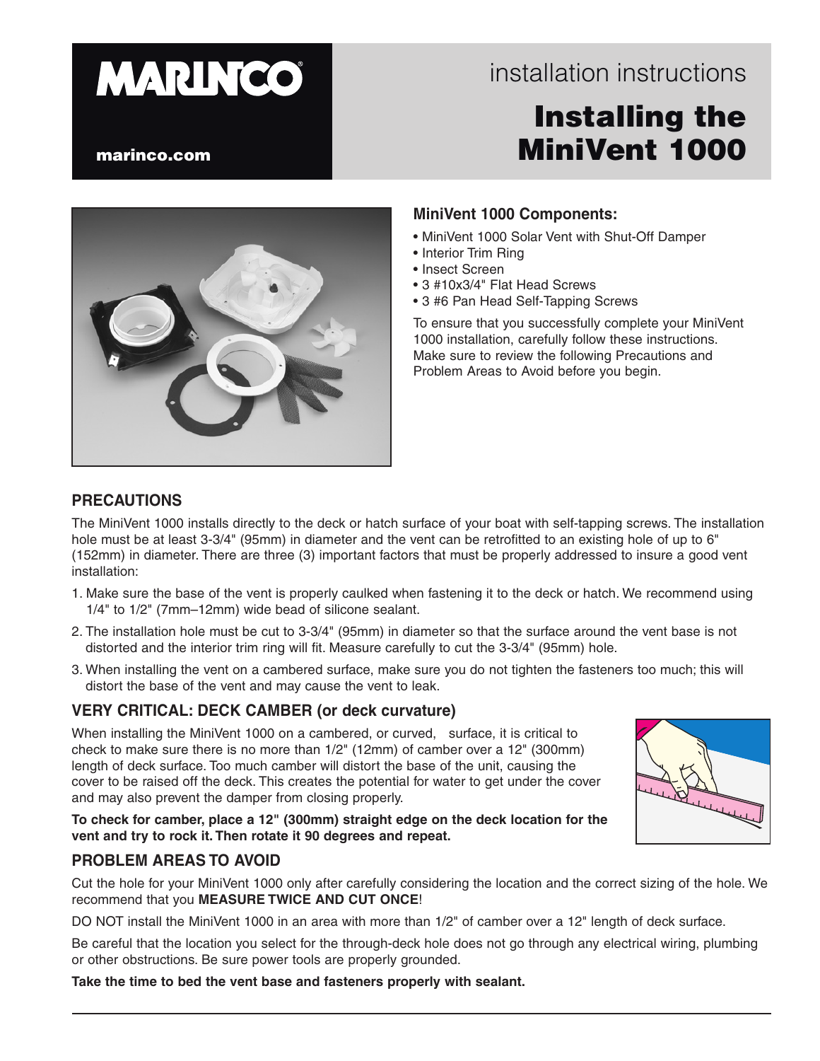# MARINCO

marinco.com

installation instructions

# Installing the MiniVent 1000

## MiniVent 1000 Components:

- MiniVent 1000 Solar Vent with Shut-Off Damper
- Interior Trim Ring
- Insect Screen
- 3 #10x3/4" Flat Head Screws
- 3 #6 Pan Head Self-Tapping Screws

To ensure that you successfully complete your MiniVent 1000 installation, carefully follow these instructions. Make sure to review the following Precautions and Problem Areas to Avoid before you begin.

## PRECAUTIONS

The MiniVent 1000 installs directly to the deck or hatch surface of your boat with self-tapping screws. The installation hole must be at least 3-3/4" (95mm) in diameter and the vent can be retrofitted to an existing hole of up to 6" (152mm) in diameter. There are three (3) important factors that must be properly addressed to insure a good vent installation:

1. Make sure the base of the vent is properly caulked when fastening it to the deck or hatch. We recommend using 1/4" to 1/2" (7mm–12mm) wide bead of silicone sealant.
2. The installation hole must be cut to 3-3/4" (95mm) in diameter so that the surface around the vent base is not distorted and the interior trim ring will fit. Measure carefully to cut the 3-3/4" (95mm) hole.
3. When installing the vent on a cambered surface, make sure you do not tighten the fasteners too much; this will distort the base of the vent and may cause the vent to leak.

## VERY CRITICAL: DECK CAMBER (or deck curvature)

When installing the MiniVent 1000 on a cambered, or curved, surface, it is critical to check to make sure there is no more than 1/2" (12mm) of camber over a 12" (300mm) length of deck surface. Too much camber will distort the base of the unit, causing the cover to be raised off the deck. This creates the potential for water to get under the cover and may also prevent the damper from closing properly.

**To check for camber, place a 12" (300mm) straight edge on the deck location for the vent and try to rock it. Then rotate it 90 degrees and repeat.**

## PROBLEM AREAS TO AVOID

Cut the hole for your MiniVent 1000 only after carefully considering the location and the correct sizing of the hole. We recommend that you **MEASURE TWICE AND CUT ONCE**!

DO NOT install the MiniVent 1000 in an area with more than 1/2" of camber over a 12" length of deck surface.

Be careful that the location you select for the through-deck hole does not go through any electrical wiring, plumbing or other obstructions. Be sure power tools are properly grounded.

**Take the time to bed the vent base and fasteners properly with sealant.**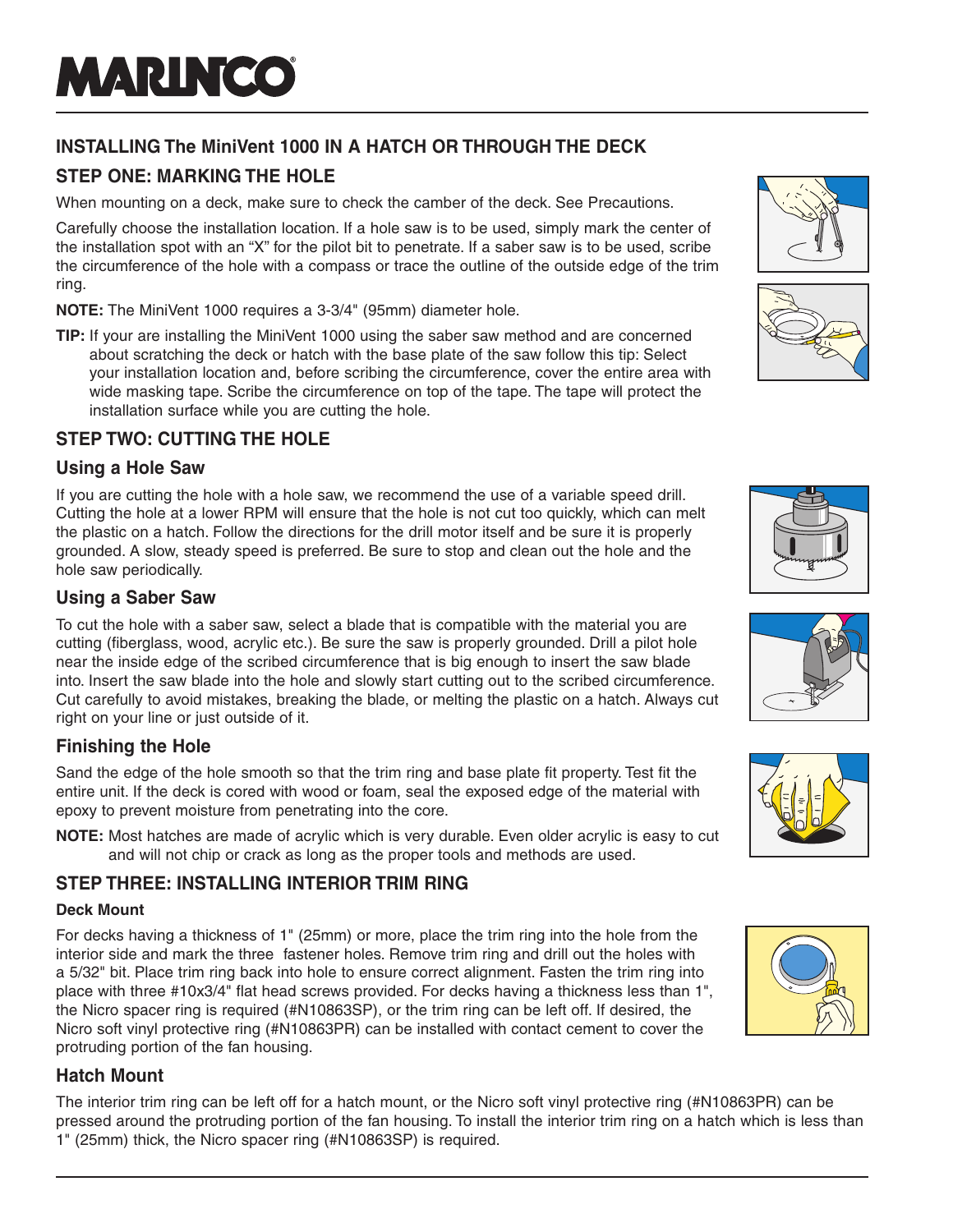MARINCO

## INSTALLING The MiniVent 1000 IN A HATCH OR THROUGH THE DECK

### STEP ONE: MARKING THE HOLE

When mounting on a deck, make sure to check the camber of the deck. See Precautions.

Carefully choose the installation location. If a hole saw is to be used, simply mark the center of the installation spot with an "X" for the pilot bit to penetrate. If a saber saw is to be used, scribe the circumference of the hole with a compass or trace the outline of the outside edge of the trim ring.

**NOTE:** The MiniVent 1000 requires a 3-3/4" (95mm) diameter hole.

**TIP:** If your are installing the MiniVent 1000 using the saber saw method and are concerned about scratching the deck or hatch with the base plate of the saw follow this tip: Select your installation location and, before scribing the circumference, cover the entire area with wide masking tape. Scribe the circumference on top of the tape. The tape will protect the installation surface while you are cutting the hole.

### STEP TWO: CUTTING THE HOLE

#### Using a Hole Saw

If you are cutting the hole with a hole saw, we recommend the use of a variable speed drill. Cutting the hole at a lower RPM will ensure that the hole is not cut too quickly, which can melt the plastic on a hatch. Follow the directions for the drill motor itself and be sure it is properly grounded. A slow, steady speed is preferred. Be sure to stop and clean out the hole and the hole saw periodically.

#### Using a Saber Saw

To cut the hole with a saber saw, select a blade that is compatible with the material you are cutting (fiberglass, wood, acrylic etc.). Be sure the saw is properly grounded. Drill a pilot hole near the inside edge of the scribed circumference that is big enough to insert the saw blade into. Insert the saw blade into the hole and slowly start cutting out to the scribed circumference. Cut carefully to avoid mistakes, breaking the blade, or melting the plastic on a hatch. Always cut right on your line or just outside of it.

#### Finishing the Hole

Sand the edge of the hole smooth so that the trim ring and base plate fit property. Test fit the entire unit. If the deck is cored with wood or foam, seal the exposed edge of the material with epoxy to prevent moisture from penetrating into the core.

**NOTE:** Most hatches are made of acrylic which is very durable. Even older acrylic is easy to cut and will not chip or crack as long as the proper tools and methods are used.

### STEP THREE: INSTALLING INTERIOR TRIM RING

**Deck Mount**

For decks having a thickness of 1" (25mm) or more, place the trim ring into the hole from the interior side and mark the three fastener holes. Remove trim ring and drill out the holes with a 5/32" bit. Place trim ring back into hole to ensure correct alignment. Fasten the trim ring into place with three #10x3/4" flat head screws provided. For decks having a thickness less than 1", the Nicro spacer ring is required (#N10863SP), or the trim ring can be left off. If desired, the Nicro soft vinyl protective ring (#N10863PR) can be installed with contact cement to cover the protruding portion of the fan housing.

#### Hatch Mount

The interior trim ring can be left off for a hatch mount, or the Nicro soft vinyl protective ring (#N10863PR) can be pressed around the protruding portion of the fan housing. To install the interior trim ring on a hatch which is less than 1" (25mm) thick, the Nicro spacer ring (#N10863SP) is required.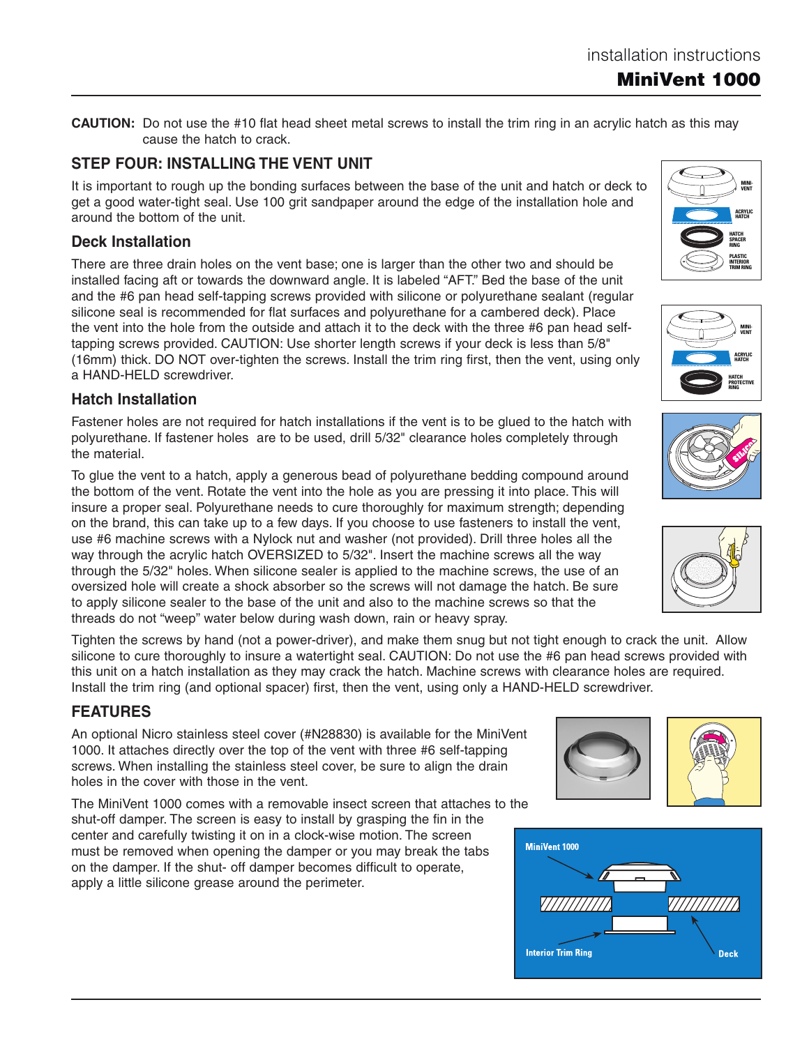**CAUTION:** Do not use the #10 flat head sheet metal screws to install the trim ring in an acrylic hatch as this may cause the hatch to crack.

## STEP FOUR: INSTALLING THE VENT UNIT

It is important to rough up the bonding surfaces between the base of the unit and hatch or deck to get a good water-tight seal. Use 100 grit sandpaper around the edge of the installation hole and around the bottom of the unit.

### Deck Installation

There are three drain holes on the vent base; one is larger than the other two and should be installed facing aft or towards the downward angle. It is labeled "AFT." Bed the base of the unit and the #6 pan head self-tapping screws provided with silicone or polyurethane sealant (regular silicone seal is recommended for flat surfaces and polyurethane for a cambered deck). Place the vent into the hole from the outside and attach it to the deck with the three #6 pan head self-tapping screws provided. CAUTION: Use shorter length screws if your deck is less than 5/8" (16mm) thick. DO NOT over-tighten the screws. Install the trim ring first, then the vent, using only a HAND-HELD screwdriver.

### Hatch Installation

Fastener holes are not required for hatch installations if the vent is to be glued to the hatch with polyurethane. If fastener holes are to be used, drill 5/32" clearance holes completely through the material.

To glue the vent to a hatch, apply a generous bead of polyurethane bedding compound around the bottom of the vent. Rotate the vent into the hole as you are pressing it into place. This will insure a proper seal. Polyurethane needs to cure thoroughly for maximum strength; depending on the brand, this can take up to a few days. If you choose to use fasteners to install the vent, use #6 machine screws with a Nylock nut and washer (not provided). Drill three holes all the way through the acrylic hatch OVERSIZED to 5/32". Insert the machine screws all the way through the 5/32" holes. When silicone sealer is applied to the machine screws, the use of an oversized hole will create a shock absorber so the screws will not damage the hatch. Be sure to apply silicone sealer to the base of the unit and also to the machine screws so that the threads do not "weep" water below during wash down, rain or heavy spray.

Tighten the screws by hand (not a power-driver), and make them snug but not tight enough to crack the unit. Allow silicone to cure thoroughly to insure a watertight seal. CAUTION: Do not use the #6 pan head screws provided with this unit on a hatch installation as they may crack the hatch. Machine screws with clearance holes are required. Install the trim ring (and optional spacer) first, then the vent, using only a HAND-HELD screwdriver.

## FEATURES

An optional Nicro stainless steel cover (#N28830) is available for the MiniVent 1000. It attaches directly over the top of the vent with three #6 self-tapping screws. When installing the stainless steel cover, be sure to align the drain holes in the cover with those in the vent.

The MiniVent 1000 comes with a removable insect screen that attaches to the shut-off damper. The screen is easy to install by grasping the fin in the center and carefully twisting it on in a clock-wise motion. The screen must be removed when opening the damper or you may break the tabs on the damper. If the shut- off damper becomes difficult to operate, apply a little silicone grease around the perimeter.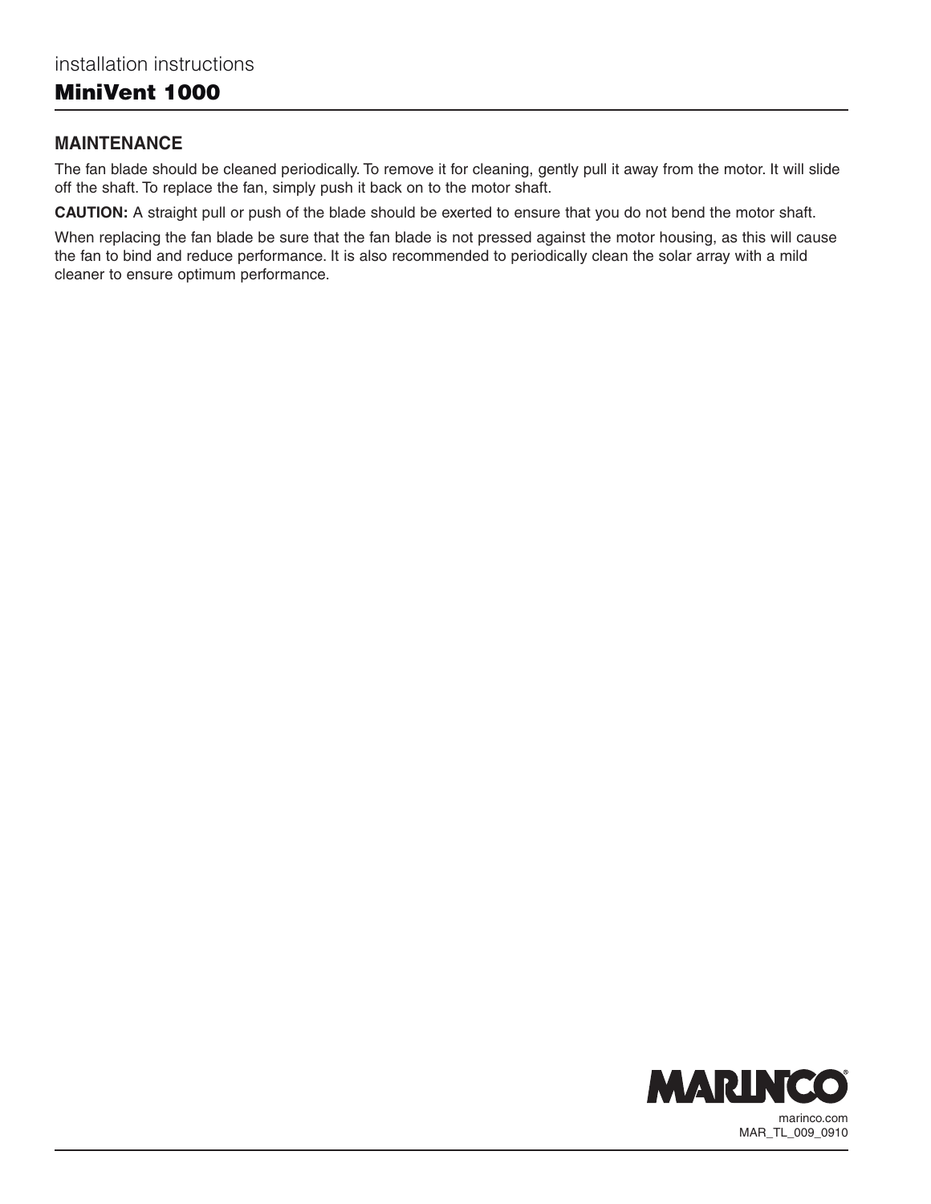## MAINTENANCE

The fan blade should be cleaned periodically. To remove it for cleaning, gently pull it away from the motor. It will slide off the shaft. To replace the fan, simply push it back on to the motor shaft.

**CAUTION:** A straight pull or push of the blade should be exerted to ensure that you do not bend the motor shaft.

When replacing the fan blade be sure that the fan blade is not pressed against the motor housing, as this will cause the fan to bind and reduce performance. It is also recommended to periodically clean the solar array with a mild cleaner to ensure optimum performance.

MARINCO

marinco.com
MAR_TL_009_0910